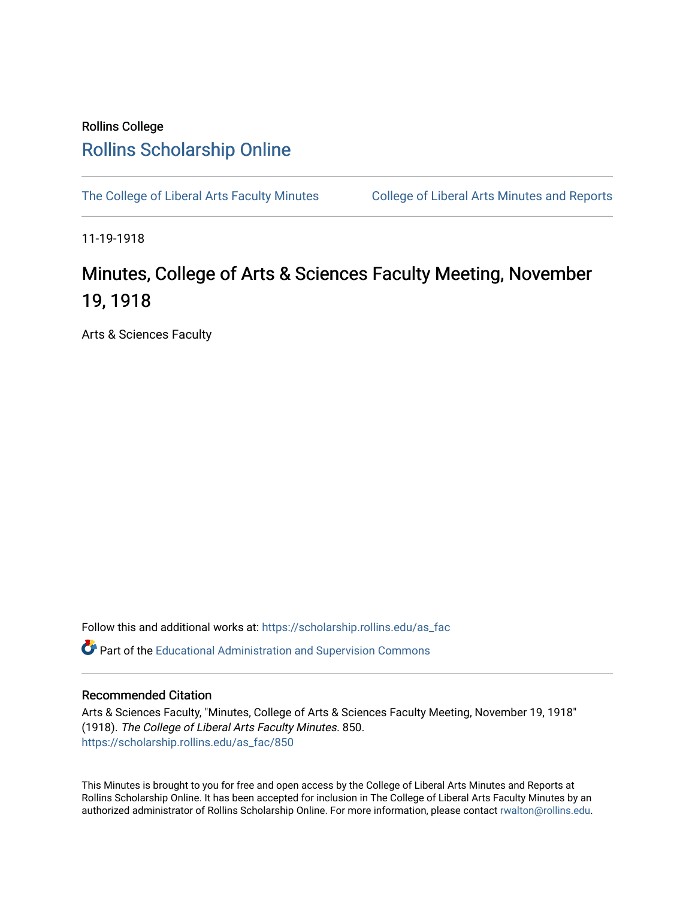Rollins College

# Rollins Scholarship Online

The College of Liberal Arts Faculty Minutes

College of Liberal Arts Minutes and Reports

11-19-1918

## Minutes, College of Arts & Sciences Faculty Meeting, November 19, 1918

Arts & Sciences Faculty

Follow this and additional works at: https://scholarship.rollins.edu/as_fac

Part of the Educational Administration and Supervision Commons

### Recommended Citation

Arts & Sciences Faculty, "Minutes, College of Arts & Sciences Faculty Meeting, November 19, 1918" (1918). *The College of Liberal Arts Faculty Minutes*. 850.
https://scholarship.rollins.edu/as_fac/850

This Minutes is brought to you for free and open access by the College of Liberal Arts Minutes and Reports at Rollins Scholarship Online. It has been accepted for inclusion in The College of Liberal Arts Faculty Minutes by an authorized administrator of Rollins Scholarship Online. For more information, please contact rwalton@rollins.edu.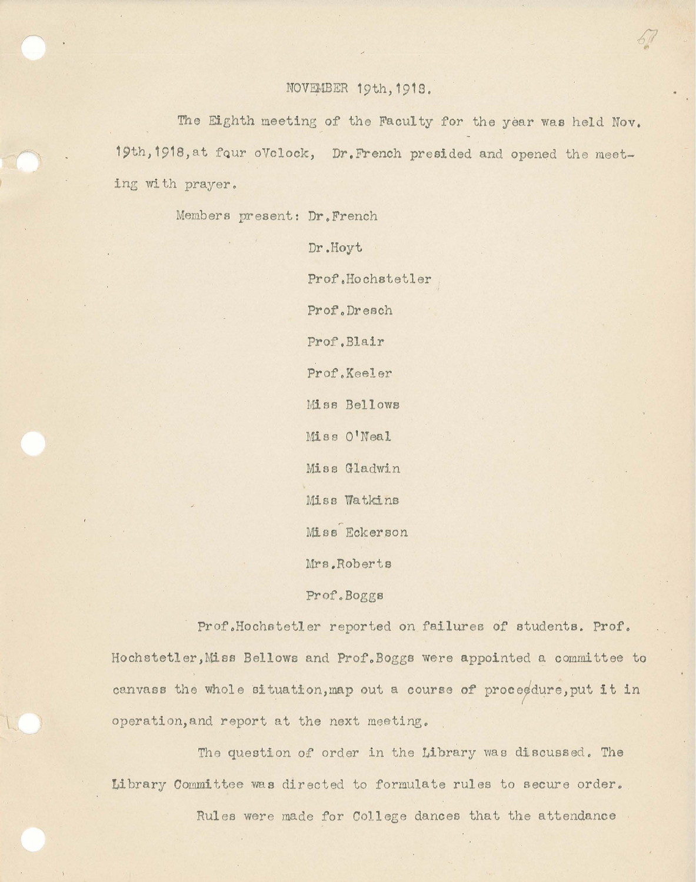NOVEMBER 19th, 1918.

The Eighth meeting of the Faculty for the year was held Nov. 19th, 1918, at four o'clock, Dr. French presided and opened the meeting with prayer.

Members present: Dr. French
Dr. Hoyt
Prof. Hochstetler
Prof. Dresch
Prof. Blair
Prof. Keeler
Miss Bellows
Miss O'Neal
Miss Gladwin
Miss Watkins
Miss Eckerson
Mrs. Roberts
Prof. Boggs

Prof. Hochstetler reported on failures of students. Prof. Hochstetler, Miss Bellows and Prof. Boggs were appointed a committee to canvass the whole situation, map out a course of procedure, put it in operation, and report at the next meeting.

The question of order in the Library was discussed. The Library Committee was directed to formulate rules to secure order.

Rules were made for College dances that the attendance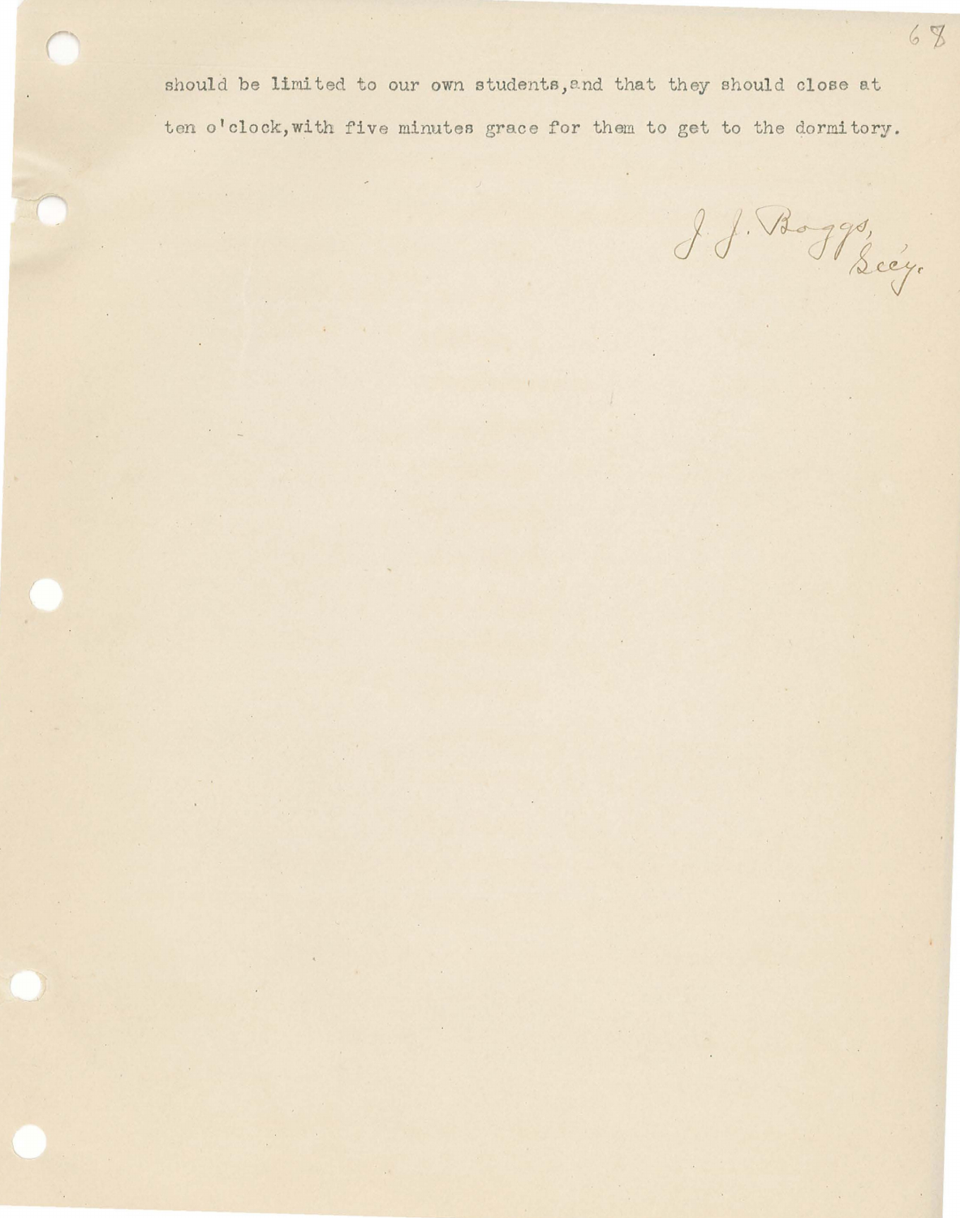should be limited to our own students, and that they should close at ten o'clock, with five minutes grace for them to get to the dormitory.

J. J. Boggs, Secy.